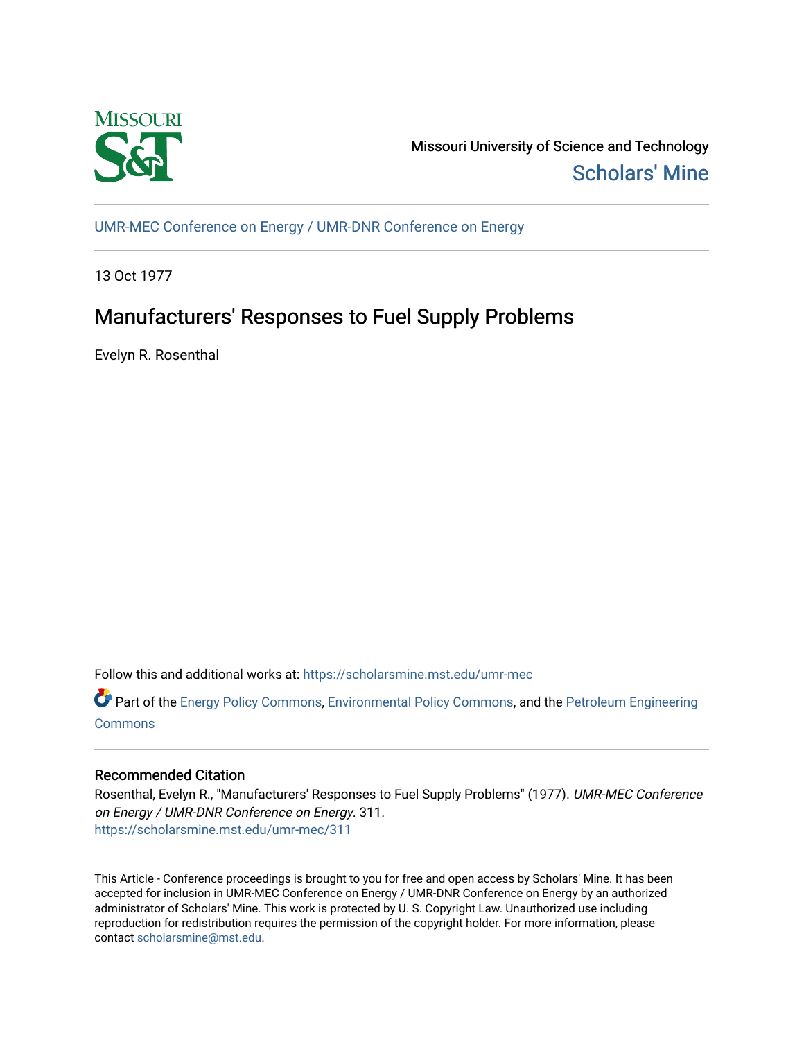Missouri University of Science and Technology

Scholars' Mine

UMR-MEC Conference on Energy / UMR-DNR Conference on Energy

13 Oct 1977

# Manufacturers' Responses to Fuel Supply Problems

Evelyn R. Rosenthal

Follow this and additional works at: https://scholarsmine.mst.edu/umr-mec

Part of the Energy Policy Commons, Environmental Policy Commons, and the Petroleum Engineering Commons

## Recommended Citation

Rosenthal, Evelyn R., "Manufacturers' Responses to Fuel Supply Problems" (1977). *UMR-MEC Conference on Energy / UMR-DNR Conference on Energy*. 311.
https://scholarsmine.mst.edu/umr-mec/311

This Article - Conference proceedings is brought to you for free and open access by Scholars' Mine. It has been accepted for inclusion in UMR-MEC Conference on Energy / UMR-DNR Conference on Energy by an authorized administrator of Scholars' Mine. This work is protected by U. S. Copyright Law. Unauthorized use including reproduction for redistribution requires the permission of the copyright holder. For more information, please contact scholarsmine@mst.edu.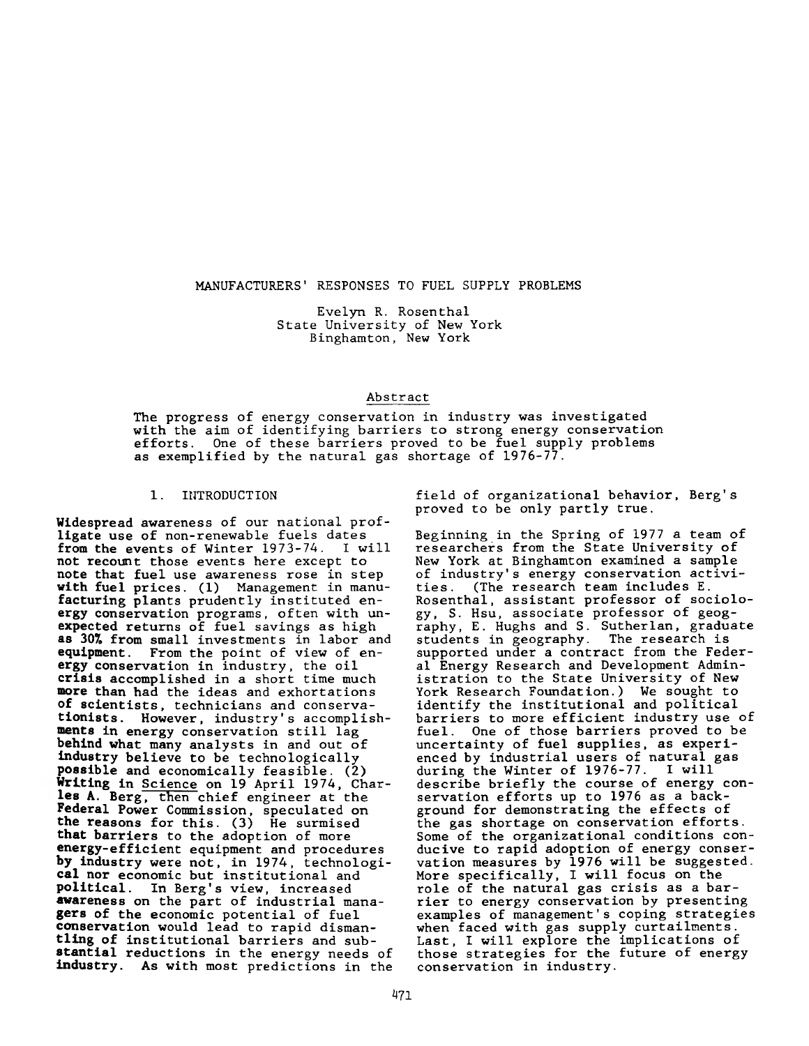# MANUFACTURERS' RESPONSES TO FUEL SUPPLY PROBLEMS

Evelyn R. Rosenthal
State University of New York
Binghamton, New York

## Abstract

The progress of energy conservation in industry was investigated with the aim of identifying barriers to strong energy conservation efforts. One of these barriers proved to be fuel supply problems as exemplified by the natural gas shortage of 1976-77.

## 1. INTRODUCTION

Widespread awareness of our national profligate use of non-renewable fuels dates from the events of Winter 1973-74. I will not recount those events here except to note that fuel use awareness rose in step with fuel prices. (1) Management in manufacturing plants prudently instituted energy conservation programs, often with unexpected returns of fuel savings as high as 30% from small investments in labor and equipment. From the point of view of energy conservation in industry, the oil crisis accomplished in a short time much more than had the ideas and exhortations of scientists, technicians and conservationists. However, industry's accomplishments in energy conservation still lag behind what many analysts in and out of industry believe to be technologically possible and economically feasible. (2) Writing in Science on 19 April 1974, Charles A. Berg, then chief engineer at the Federal Power Commission, speculated on the reasons for this. (3) He surmised that barriers to the adoption of more energy-efficient equipment and procedures by industry were not, in 1974, technological nor economic but institutional and political. In Berg's view, increased awareness on the part of industrial managers of the economic potential of fuel conservation would lead to rapid dismantling of institutional barriers and substantial reductions in the energy needs of industry. As with most predictions in the field of organizational behavior, Berg's proved to be only partly true.

Beginning in the Spring of 1977 a team of researchers from the State University of New York at Binghamton examined a sample of industry's energy conservation activities. (The research team includes E. Rosenthal, assistant professor of sociology, S. Hsu, associate professor of geography, E. Hughs and S. Sutherlan, graduate students in geography. The research is supported under a contract from the Federal Energy Research and Development Administration to the State University of New York Research Foundation.) We sought to identify the institutional and political barriers to more efficient industry use of fuel. One of those barriers proved to be uncertainty of fuel supplies, as experienced by industrial users of natural gas during the Winter of 1976-77. I will describe briefly the course of energy conservation efforts up to 1976 as a background for demonstrating the effects of the gas shortage on conservation efforts. Some of the organizational conditions conducive to rapid adoption of energy conservation measures by 1976 will be suggested. More specifically, I will focus on the role of the natural gas crisis as a barrier to energy conservation by presenting examples of management's coping strategies when faced with gas supply curtailments. Last, I will explore the implications of those strategies for the future of energy conservation in industry.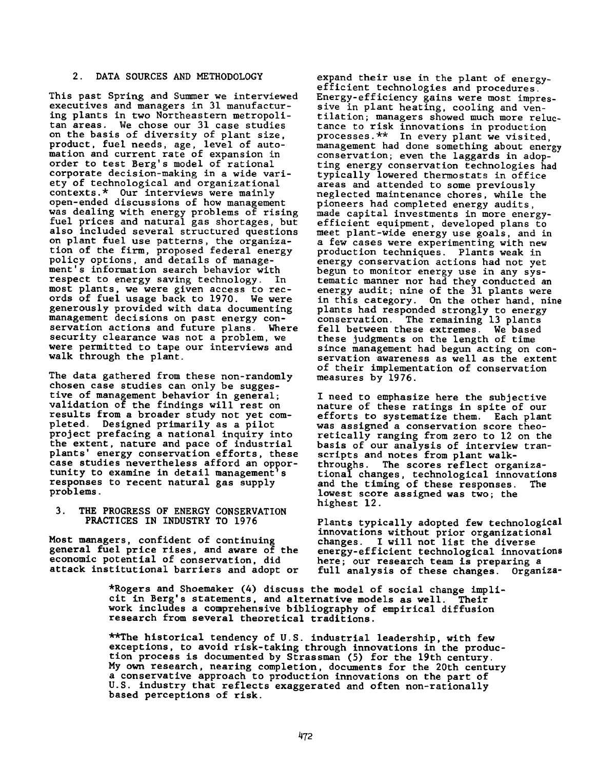## 2. DATA SOURCES AND METHODOLOGY

This past Spring and Summer we interviewed executives and managers in 31 manufacturing plants in two Northeastern metropolitan areas. We chose our 31 case studies on the basis of diversity of plant size, product, fuel needs, age, level of automation and current rate of expansion in order to test Berg's model of rational corporate decision-making in a wide variety of technological and organizational contexts.* Our interviews were mainly open-ended discussions of how management was dealing with energy problems of rising fuel prices and natural gas shortages, but also included several structured questions on plant fuel use patterns, the organization of the firm, proposed federal energy policy options, and details of management's information search behavior with respect to energy saving technology. In most plants, we were given access to records of fuel usage back to 1970. We were generously provided with data documenting management decisions on past energy conservation actions and future plans. Where security clearance was not a problem, we were permitted to tape our interviews and walk through the plant.

The data gathered from these non-randomly chosen case studies can only be suggestive of management behavior in general; validation of the findings will rest on results from a broader study not yet completed. Designed primarily as a pilot project prefacing a national inquiry into the extent, nature and pace of industrial plants' energy conservation efforts, these case studies nevertheless afford an opportunity to examine in detail management's responses to recent natural gas supply problems.

## 3. THE PROGRESS OF ENERGY CONSERVATION PRACTICES IN INDUSTRY TO 1976

Most managers, confident of continuing general fuel price rises, and aware of the economic potential of conservation, did attack institutional barriers and adopt or expand their use in the plant of energy-efficient technologies and procedures. Energy-efficiency gains were most impressive in plant heating, cooling and ventilation; managers showed much more reluctance to risk innovations in production processes.** In every plant we visited, management had done something about energy conservation; even the laggards in adopting energy conservation technologies had typically lowered thermostats in office areas and attended to some previously neglected maintenance chores, while the pioneers had completed energy audits, made capital investments in more energy-efficient equipment, developed plans to meet plant-wide energy use goals, and in a few cases were experimenting with new production techniques. Plants weak in energy conservation actions had not yet begun to monitor energy use in any systematic manner nor had they conducted an energy audit; nine of the 31 plants were in this category. On the other hand, nine plants had responded strongly to energy conservation. The remaining 13 plants fell between these extremes. We based these judgments on the length of time since management had begun acting on conservation awareness as well as the extent of their implementation of conservation measures by 1976.

I need to emphasize here the subjective nature of these ratings in spite of our efforts to systematize them. Each plant was assigned a conservation score theoretically ranging from zero to 12 on the basis of our analysis of interview transcripts and notes from plant walk-throughs. The scores reflect organizational changes, technological innovations and the timing of these responses. The lowest score assigned was two; the highest 12.

Plants typically adopted few technological innovations without prior organizational changes. I will not list the diverse energy-efficient technological innovations here; our research team is preparing a full analysis of these changes. Organiza-

*Rogers and Shoemaker (4) discuss the model of social change implicit in Berg's statements, and alternative models as well. Their work includes a comprehensive bibliography of empirical diffusion research from several theoretical traditions.

**The historical tendency of U.S. industrial leadership, with few exceptions, to avoid risk-taking through innovations in the production process is documented by Strassman (5) for the 19th century. My own research, nearing completion, documents for the 20th century a conservative approach to production innovations on the part of U.S. industry that reflects exaggerated and often non-rationally based perceptions of risk.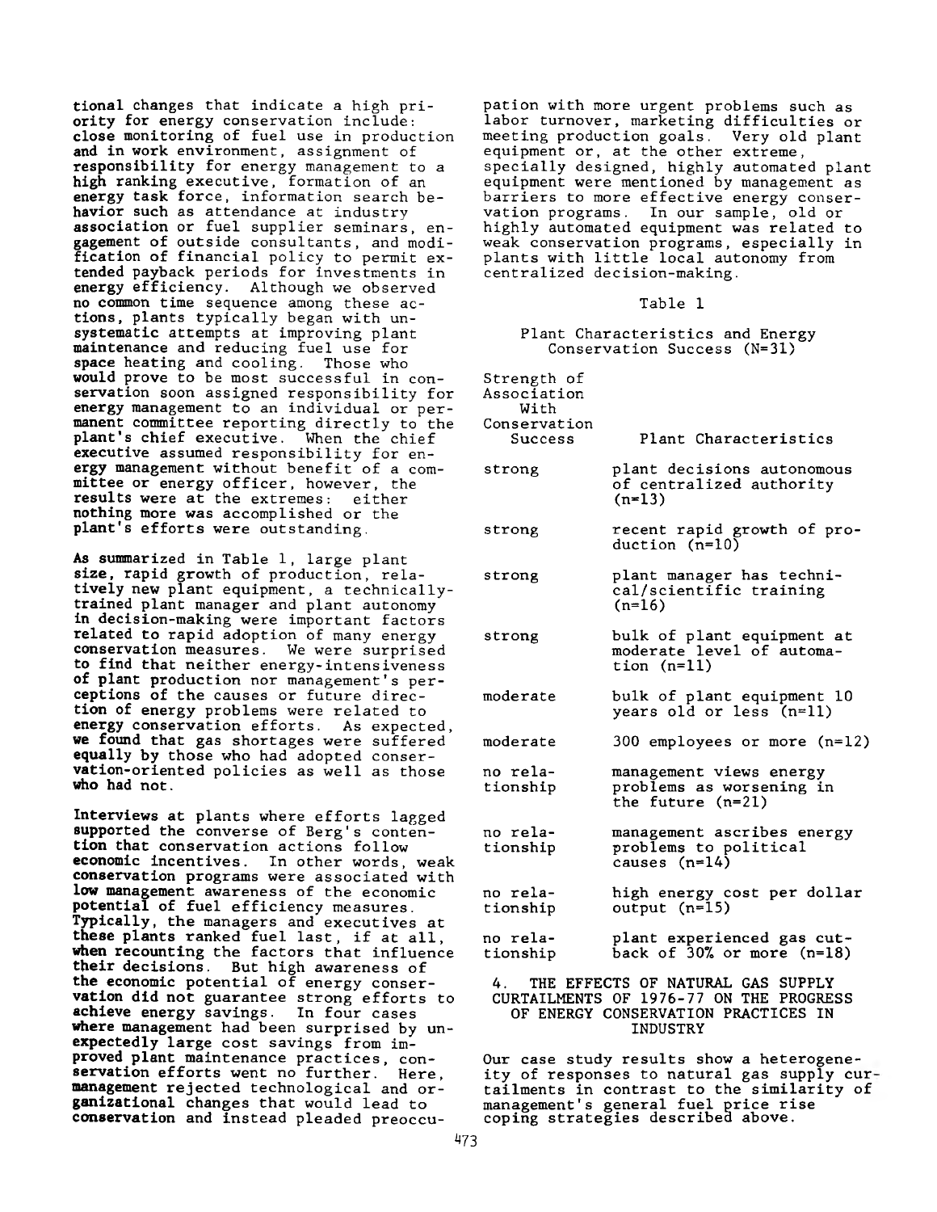tional changes that indicate a high priority for energy conservation include: close monitoring of fuel use in production and in work environment, assignment of responsibility for energy management to a high ranking executive, formation of an energy task force, information search behavior such as attendance at industry association or fuel supplier seminars, engagement of outside consultants, and modification of financial policy to permit extended payback periods for investments in energy efficiency. Although we observed no common time sequence among these actions, plants typically began with unsystematic attempts at improving plant maintenance and reducing fuel use for space heating and cooling. Those who would prove to be most successful in conservation soon assigned responsibility for energy management to an individual or permanent committee reporting directly to the plant's chief executive. When the chief executive assumed responsibility for energy management without benefit of a committee or energy officer, however, the results were at the extremes: either nothing more was accomplished or the plant's efforts were outstanding.

As summarized in Table 1, large plant size, rapid growth of production, relatively new plant equipment, a technically-trained plant manager and plant autonomy in decision-making were important factors related to rapid adoption of many energy conservation measures. We were surprised to find that neither energy-intensiveness of plant production nor management's perceptions of the causes or future direction of energy problems were related to energy conservation efforts. As expected, we found that gas shortages were suffered equally by those who had adopted conservation-oriented policies as well as those who had not.

Interviews at plants where efforts lagged supported the converse of Berg's contention that conservation actions follow economic incentives. In other words, weak conservation programs were associated with low management awareness of the economic potential of fuel efficiency measures. Typically, the managers and executives at these plants ranked fuel last, if at all, when recounting the factors that influence their decisions. But high awareness of the economic potential of energy conservation did not guarantee strong efforts to achieve energy savings. In four cases where management had been surprised by unexpectedly large cost savings from improved plant maintenance practices, conservation efforts went no further. Here, management rejected technological and organizational changes that would lead to conservation and instead pleaded preoccupation with more urgent problems such as labor turnover, marketing difficulties or meeting production goals. Very old plant equipment or, at the other extreme, specially designed, highly automated plant equipment were mentioned by management as barriers to more effective energy conservation programs. In our sample, old or highly automated equipment was related to weak conservation programs, especially in plants with little local autonomy from centralized decision-making.

Table 1

Plant Characteristics and Energy Conservation Success (N=31)

| Strength of Association With Conservation Success | Plant Characteristics |
|---|---|
| strong | plant decisions autonomous of centralized authority (n=13) |
| strong | recent rapid growth of production (n=10) |
| strong | plant manager has technical/scientific training (n=16) |
| strong | bulk of plant equipment at moderate level of automation (n=11) |
| moderate | bulk of plant equipment 10 years old or less (n=11) |
| moderate | 300 employees or more (n=12) |
| no relationship | management views energy problems as worsening in the future (n=21) |
| no relationship | management ascribes energy problems to political causes (n=14) |
| no relationship | high energy cost per dollar output (n=15) |
| no relationship | plant experienced gas cutback of 30% or more (n=18) |

## 4. THE EFFECTS OF NATURAL GAS SUPPLY CURTAILMENTS OF 1976-77 ON THE PROGRESS OF ENERGY CONSERVATION PRACTICES IN INDUSTRY

Our case study results show a heterogeneity of responses to natural gas supply curtailments in contrast to the similarity of management's general fuel price rise coping strategies described above.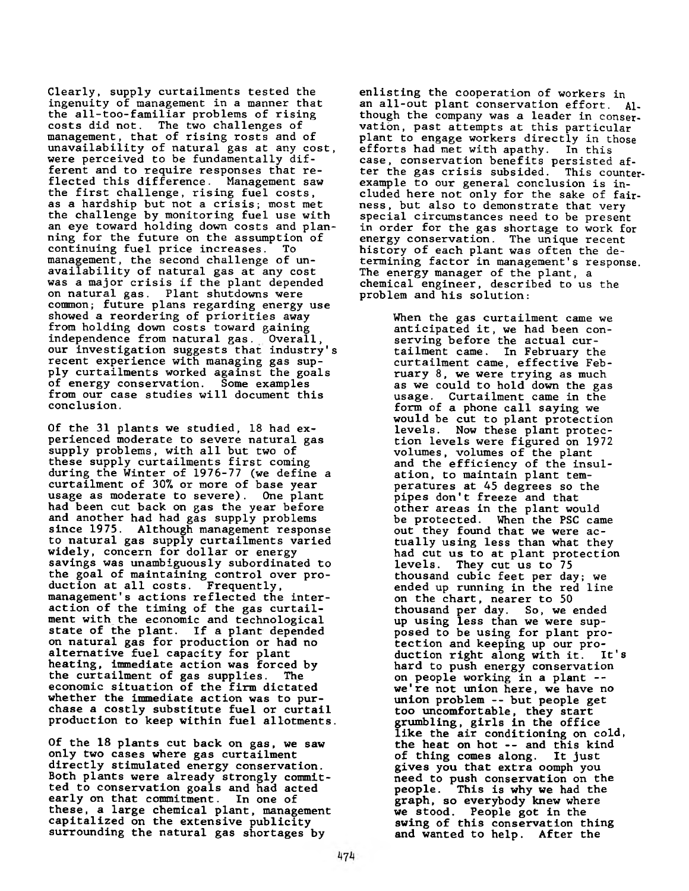Clearly, supply curtailments tested the ingenuity of management in a manner that the all-too-familiar problems of rising costs did not. The two challenges of management, that of rising rosts and of unavailability of natural gas at any cost, were perceived to be fundamentally different and to require responses that reflected this difference. Management saw the first challenge, rising fuel costs, as a hardship but not a crisis; most met the challenge by monitoring fuel use with an eye toward holding down costs and planning for the future on the assumption of continuing fuel price increases. To management, the second challenge of unavailability of natural gas at any cost was a major crisis if the plant depended on natural gas. Plant shutdowns were common; future plans regarding energy use showed a reordering of priorities away from holding down costs toward gaining independence from natural gas. Overall, our investigation suggests that industry's recent experience with managing gas supply curtailments worked against the goals of energy conservation. Some examples from our case studies will document this conclusion.

Of the 31 plants we studied, 18 had experienced moderate to severe natural gas supply problems, with all but two of these supply curtailments first coming during the Winter of 1976-77 (we define a curtailment of 30% or more of base year usage as moderate to severe). One plant had been cut back on gas the year before and another had had gas supply problems since 1975. Although management response to natural gas supply curtailments varied widely, concern for dollar or energy savings was unambiguously subordinated to the goal of maintaining control over production at all costs. Frequently, management's actions reflected the interaction of the timing of the gas curtailment with the economic and technological state of the plant. If a plant depended on natural gas for production or had no alternative fuel capacity for plant heating, immediate action was forced by the curtailment of gas supplies. The economic situation of the firm dictated whether the immediate action was to purchase a costly substitute fuel or curtail production to keep within fuel allotments.

Of the 18 plants cut back on gas, we saw only two cases where gas curtailment directly stimulated energy conservation. Both plants were already strongly committed to conservation goals and had acted early on that commitment. In one of these, a large chemical plant, management capitalized on the extensive publicity surrounding the natural gas shortages by enlisting the cooperation of workers in an all-out plant conservation effort. Although the company was a leader in conservation, past attempts at this particular plant to engage workers directly in those efforts had met with apathy. In this case, conservation benefits persisted after the gas crisis subsided. This counterexample to our general conclusion is included here not only for the sake of fairness, but also to demonstrate that very special circumstances need to be present in order for the gas shortage to work for energy conservation. The unique recent history of each plant was often the determining factor in management's response. The energy manager of the plant, a chemical engineer, described to us the problem and his solution:

> When the gas curtailment came we anticipated it, we had been conserving before the actual curtailment came. In February the curtailment came, effective February 8, we were trying as much as we could to hold down the gas usage. Curtailment came in the form of a phone call saying we would be cut to plant protection levels. Now these plant protection levels were figured on 1972 volumes, volumes of the plant and the efficiency of the insulation, to maintain plant temperatures at 45 degrees so the pipes don't freeze and that other areas in the plant would be protected. When the PSC came out they found that we were actually using less than what they had cut us to at plant protection levels. They cut us to 75 thousand cubic feet per day; we ended up running in the red line on the chart, nearer to 50 thousand per day. So, we ended up using less than we were supposed to be using for plant protection and keeping up our production right along with it. It's hard to push energy conservation on people working in a plant -- we're not union here, we have no union problem -- but people get too uncomfortable, they start grumbling, girls in the office like the air conditioning on cold, the heat on hot -- and this kind of thing comes along. It just gives you that extra oomph you need to push conservation on the people. This is why we had the graph, so everybody knew where we stood. People got in the swing of this conservation thing and wanted to help. After the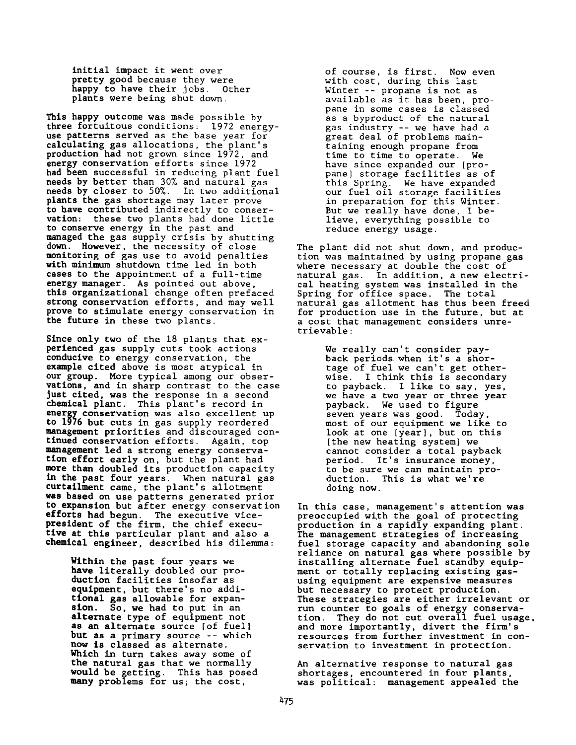initial impact it went over pretty good because they were happy to have their jobs. Other plants were being shut down.

This happy outcome was made possible by three fortuitous conditions: 1972 energy-use patterns served as the base year for calculating gas allocations, the plant's production had not grown since 1972, and energy conservation efforts since 1972 had been successful in reducing plant fuel needs by better than 30% and natural gas needs by closer to 50%. In two additional plants the gas shortage may later prove to have contributed indirectly to conservation: these two plants had done little to conserve energy in the past and managed the gas supply crisis by shutting down. However, the necessity of close monitoring of gas use to avoid penalties with minimum shutdown time led in both cases to the appointment of a full-time energy manager. As pointed out above, this organizational change often prefaced strong conservation efforts, and may well prove to stimulate energy conservation in the future in these two plants.

Since only two of the 18 plants that experienced gas supply cuts took actions conducive to energy conservation, the example cited above is most atypical in our group. More typical among our observations, and in sharp contrast to the case just cited, was the response in a second chemical plant. This plant's record in energy conservation was also excellent up to 1976 but cuts in gas supply reordered management priorities and discouraged continued conservation efforts. Again, top management led a strong energy conservation effort early on, but the plant had more than doubled its production capacity in the past four years. When natural gas curtailment came, the plant's allotment was based on use patterns generated prior to expansion but after energy conservation efforts had begun. The executive vice-president of the firm, the chief executive at this particular plant and also a chemical engineer, described his dilemma:

> Within the past four years we have literally doubled our production facilities insofar as equipment, but there's no additional gas allowable for expansion. So, we had to put in an alternate type of equipment not as an alternate source [of fuel] but as a primary source -- which now is classed as alternate. Which in turn takes away some of the natural gas that we normally would be getting. This has posed many problems for us; the cost, of course, is first. Now even with cost, during this last Winter -- propane is not as available as it has been, propane in some cases is classed as a byproduct of the natural gas industry -- we have had a great deal of problems maintaining enough propane from time to time to operate. We have since expanded our [propane] storage facilities as of this Spring. We have expanded our fuel oil storage facilities in preparation for this Winter. But we really have done, I believe, everything possible to reduce energy usage.

The plant did not shut down, and production was maintained by using propane gas where necessary at double the cost of natural gas. In addition, a new electrical heating system was installed in the Spring for office space. The total natural gas allotment has thus been freed for production use in the future, but at a cost that management considers unretrievable:

> We really can't consider payback periods when it's a shortage of fuel we can't get otherwise. I think this is secondary to payback. I like to say, yes, we have a two year or three year payback. We used to figure seven years was good. Today, most of our equipment we like to look at one [year], but on this [the new heating system] we cannot consider a total payback period. It's insurance money, to be sure we can maintain production. This is what we're doing now.

In this case, management's attention was preoccupied with the goal of protecting production in a rapidly expanding plant. The management strategies of increasing fuel storage capacity and abandoning sole reliance on natural gas where possible by installing alternate fuel standby equipment or totally replacing existing gas-using equipment are expensive measures but necessary to protect production. These strategies are either irrelevant or run counter to goals of energy conservation. They do not cut overall fuel usage, and more importantly, divert the firm's resources from further investment in conservation to investment in protection.

An alternative response to natural gas shortages, encountered in four plants, was political: management appealed the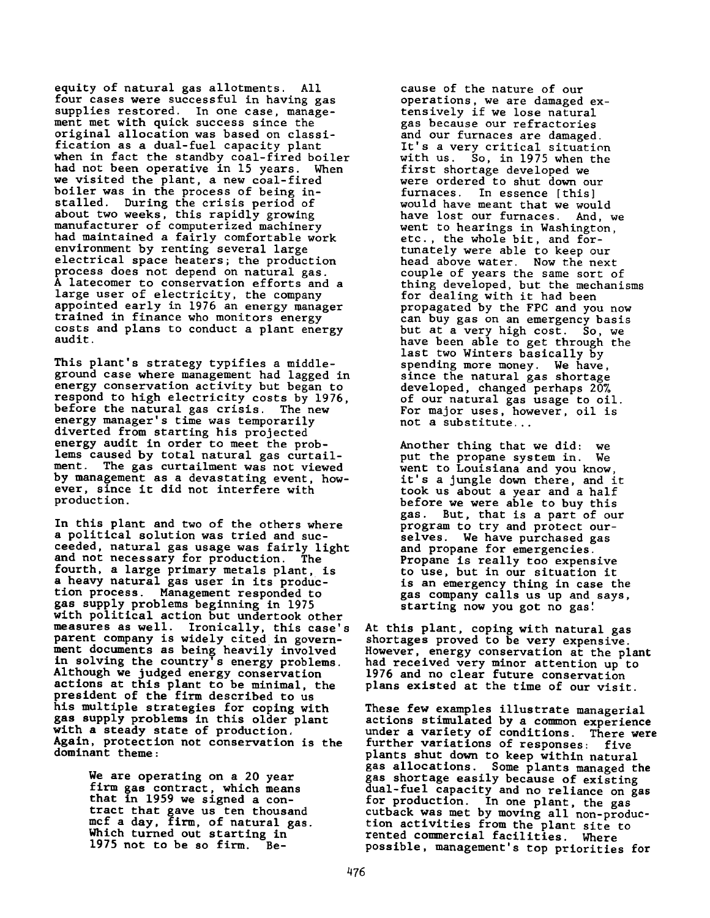equity of natural gas allotments. All four cases were successful in having gas supplies restored. In one case, management met with quick success since the original allocation was based on classification as a dual-fuel capacity plant when in fact the standby coal-fired boiler had not been operative in 15 years. When we visited the plant, a new coal-fired boiler was in the process of being installed. During the crisis period of about two weeks, this rapidly growing manufacturer of computerized machinery had maintained a fairly comfortable work environment by renting several large electrical space heaters; the production process does not depend on natural gas. A latecomer to conservation efforts and a large user of electricity, the company appointed early in 1976 an energy manager trained in finance who monitors energy costs and plans to conduct a plant energy audit.

This plant's strategy typifies a middle-ground case where management had lagged in energy conservation activity but began to respond to high electricity costs by 1976, before the natural gas crisis. The new energy manager's time was temporarily diverted from starting his projected energy audit in order to meet the problems caused by total natural gas curtailment. The gas curtailment was not viewed by management as a devastating event, however, since it did not interfere with production.

In this plant and two of the others where a political solution was tried and succeeded, natural gas usage was fairly light and not necessary for production. The fourth, a large primary metals plant, is a heavy natural gas user in its production process. Management responded to gas supply problems beginning in 1975 with political action but undertook other measures as well. Ironically, this case's parent company is widely cited in government documents as being heavily involved in solving the country's energy problems. Although we judged energy conservation actions at this plant to be minimal, the president of the firm described to us his multiple strategies for coping with gas supply problems in this older plant with a steady state of production. Again, protection not conservation is the dominant theme:

> We are operating on a 20 year firm gas contract, which means that in 1959 we signed a contract that gave us ten thousand mcf a day, firm, of natural gas. Which turned out starting in 1975 not to be so firm. Because of the nature of our operations, we are damaged extensively if we lose natural gas because our refractories and our furnaces are damaged. It's a very critical situation with us. So, in 1975 when the first shortage developed we were ordered to shut down our furnaces. In essence [this] would have meant that we would have lost our furnaces. And, we went to hearings in Washington, etc., the whole bit, and fortunately were able to keep our head above water. Now the next couple of years the same sort of thing developed, but the mechanisms for dealing with it had been propagated by the FPC and you now can buy gas on an emergency basis but at a very high cost. So, we have been able to get through the last two Winters basically by spending more money. We have, since the natural gas shortage developed, changed perhaps 20% of our natural gas usage to oil. For major uses, however, oil is not a substitute...
>
> Another thing that we did: we put the propane system in. We went to Louisiana and you know, it's a jungle down there, and it took us about a year and a half before we were able to buy this gas. But, that is a part of our program to try and protect ourselves. We have purchased gas and propane for emergencies. Propane is really too expensive to use, but in our situation it is an emergency thing in case the gas company calls us up and says, starting now you got no gas!

At this plant, coping with natural gas shortages proved to be very expensive. However, energy conservation at the plant had received very minor attention up to 1976 and no clear future conservation plans existed at the time of our visit.

These few examples illustrate managerial actions stimulated by a common experience under a variety of conditions. There were further variations of responses: five plants shut down to keep within natural gas allocations. Some plants managed the gas shortage easily because of existing dual-fuel capacity and no reliance on gas for production. In one plant, the gas cutback was met by moving all non-production activities from the plant site to rented commercial facilities. Where possible, management's top priorities for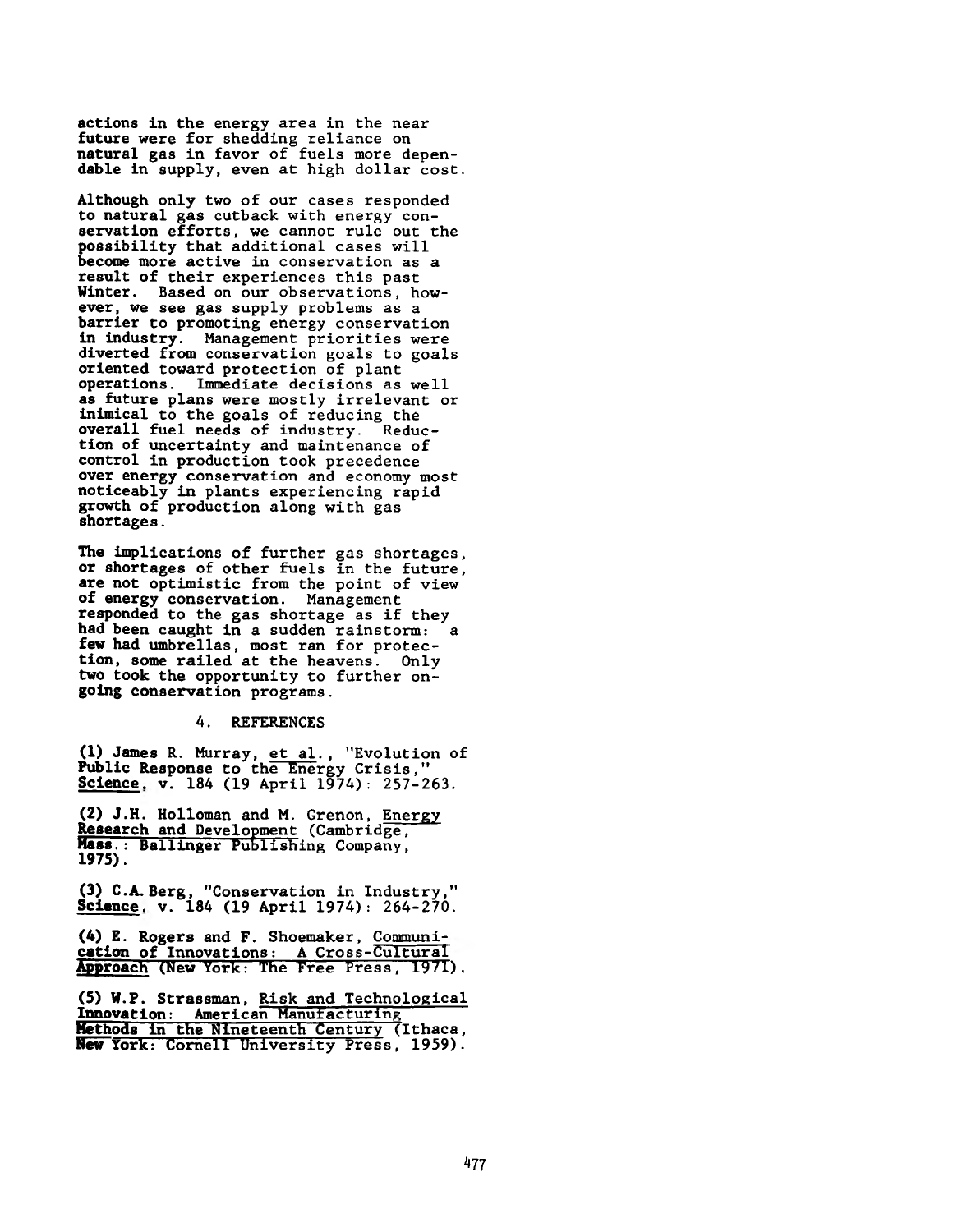actions in the energy area in the near future were for shedding reliance on natural gas in favor of fuels more dependable in supply, even at high dollar cost.

Although only two of our cases responded to natural gas cutback with energy conservation efforts, we cannot rule out the possibility that additional cases will become more active in conservation as a result of their experiences this past Winter. Based on our observations, however, we see gas supply problems as a barrier to promoting energy conservation in industry. Management priorities were diverted from conservation goals to goals oriented toward protection of plant operations. Immediate decisions as well as future plans were mostly irrelevant or inimical to the goals of reducing the overall fuel needs of industry. Reduction of uncertainty and maintenance of control in production took precedence over energy conservation and economy most noticeably in plants experiencing rapid growth of production along with gas shortages.

The implications of further gas shortages, or shortages of other fuels in the future, are not optimistic from the point of view of energy conservation. Management responded to the gas shortage as if they had been caught in a sudden rainstorm: a few had umbrellas, most ran for protection, some railed at the heavens. Only two took the opportunity to further ongoing conservation programs.

## 4. REFERENCES

(1) James R. Murray, et al., "Evolution of Public Response to the Energy Crisis," Science, v. 184 (19 April 1974): 257-263.

(2) J.H. Holloman and M. Grenon, Energy Research and Development (Cambridge, Mass.: Ballinger Publishing Company, 1975).

(3) C.A. Berg, "Conservation in Industry," Science, v. 184 (19 April 1974): 264-270.

(4) E. Rogers and F. Shoemaker, Communication of Innovations: A Cross-Cultural Approach (New York: The Free Press, 1971).

(5) W.P. Strassman, Risk and Technological Innovation: American Manufacturing Methods in the Nineteenth Century (Ithaca, New York: Cornell University Press, 1959).